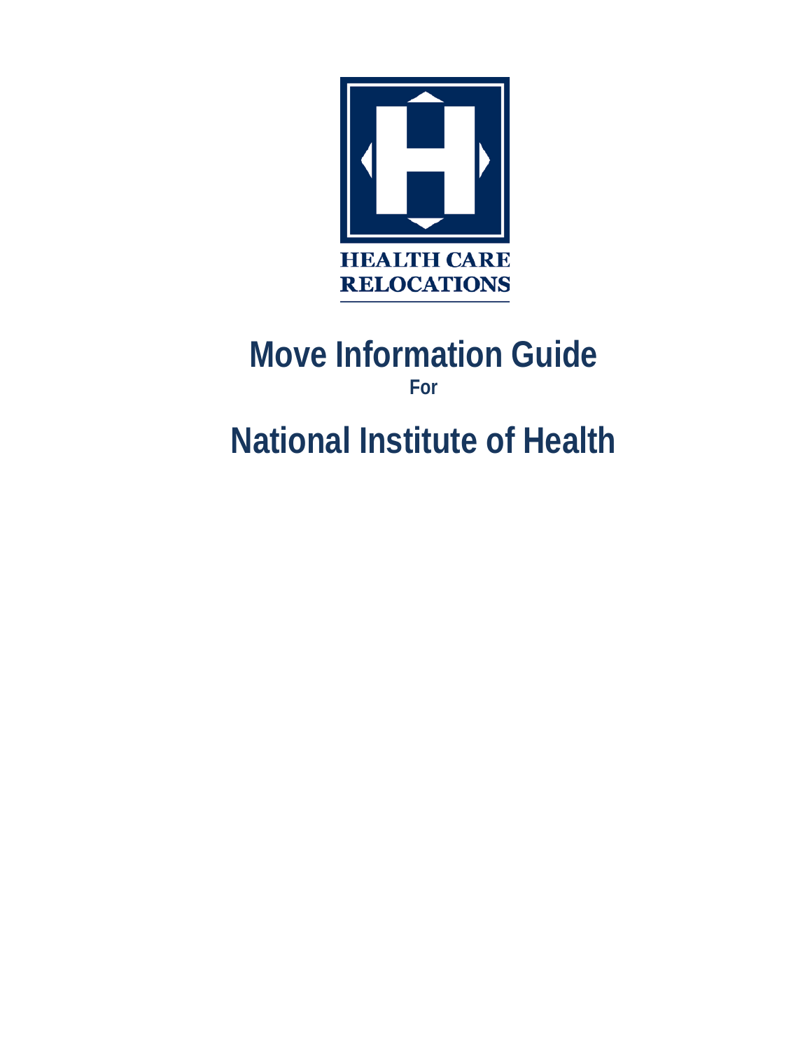HEALTH CARE
RELOCATIONS

# Move Information Guide

**For**

# National Institute of Health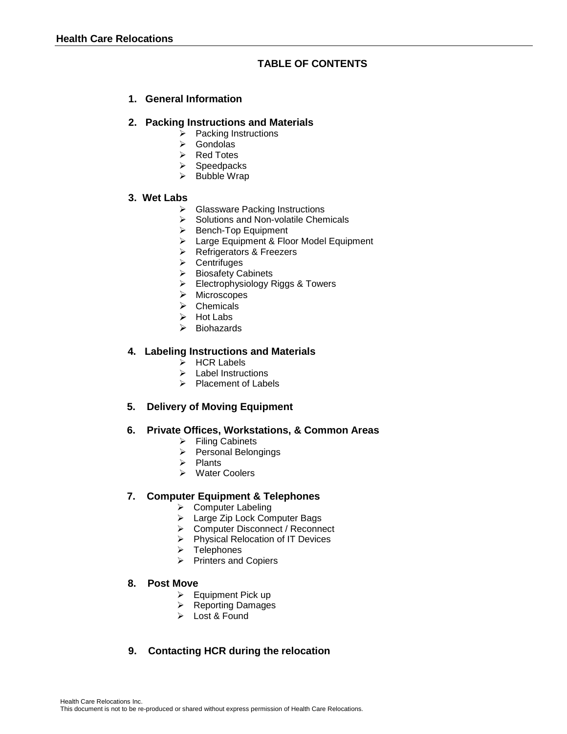## TABLE OF CONTENTS

1. **General Information**

2. **Packing Instructions and Materials**
   - Packing Instructions
   - Gondolas
   - Red Totes
   - Speedpacks
   - Bubble Wrap

3. **Wet Labs**
   - Glassware Packing Instructions
   - Solutions and Non-volatile Chemicals
   - Bench-Top Equipment
   - Large Equipment & Floor Model Equipment
   - Refrigerators & Freezers
   - Centrifuges
   - Biosafety Cabinets
   - Electrophysiology Riggs & Towers
   - Microscopes
   - Chemicals
   - Hot Labs
   - Biohazards

4. **Labeling Instructions and Materials**
   - HCR Labels
   - Label Instructions
   - Placement of Labels

5. **Delivery of Moving Equipment**

6. **Private Offices, Workstations, & Common Areas**
   - Filing Cabinets
   - Personal Belongings
   - Plants
   - Water Coolers

7. **Computer Equipment & Telephones**
   - Computer Labeling
   - Large Zip Lock Computer Bags
   - Computer Disconnect / Reconnect
   - Physical Relocation of IT Devices
   - Telephones
   - Printers and Copiers

8. **Post Move**
   - Equipment Pick up
   - Reporting Damages
   - Lost & Found

9. **Contacting HCR during the relocation**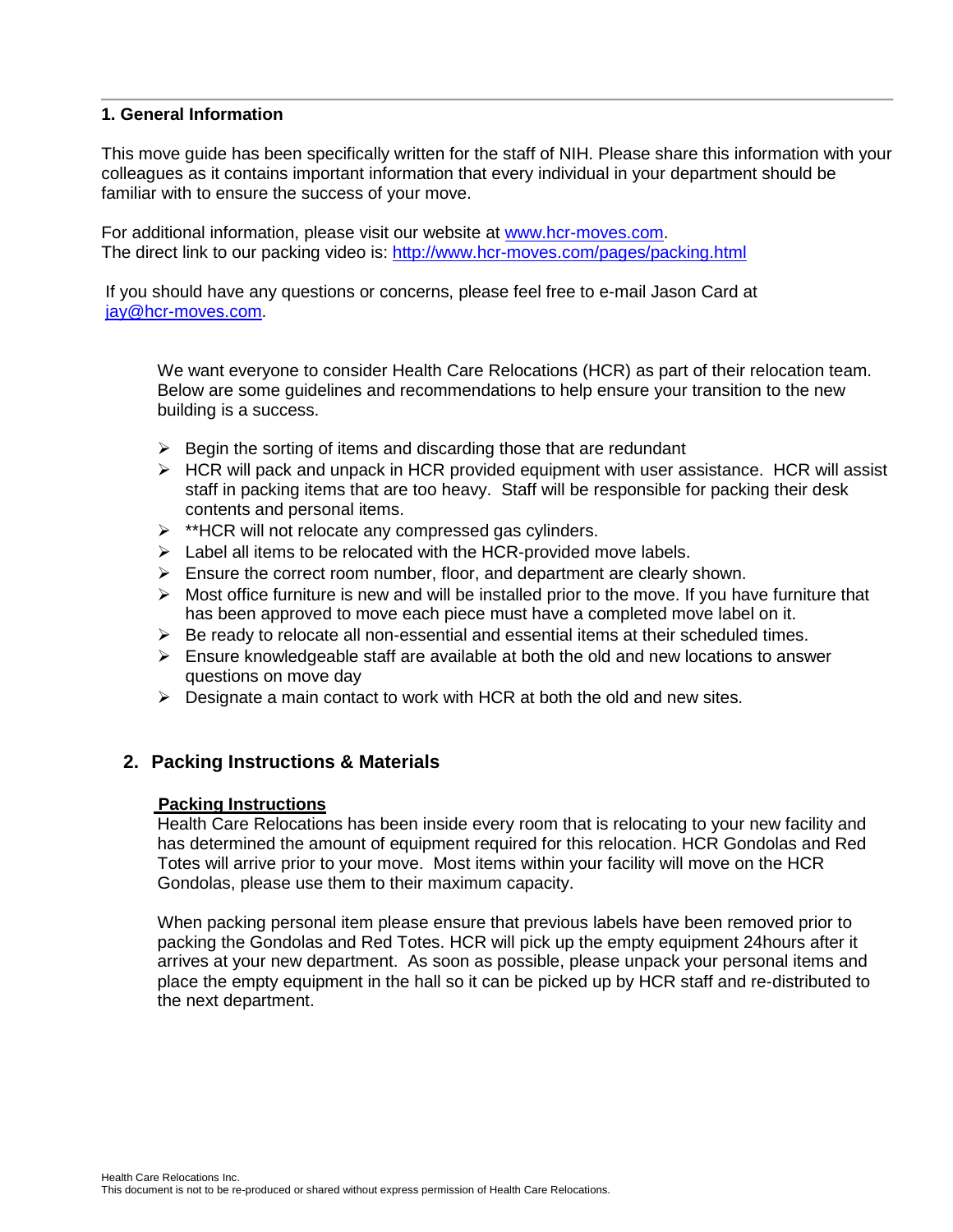## 1. General Information

This move guide has been specifically written for the staff of NIH. Please share this information with your colleagues as it contains important information that every individual in your department should be familiar with to ensure the success of your move.

For additional information, please visit our website at www.hcr-moves.com.
The direct link to our packing video is: http://www.hcr-moves.com/pages/packing.html

If you should have any questions or concerns, please feel free to e-mail Jason Card at jay@hcr-moves.com.

We want everyone to consider Health Care Relocations (HCR) as part of their relocation team. Below are some guidelines and recommendations to help ensure your transition to the new building is a success.

- Begin the sorting of items and discarding those that are redundant
- HCR will pack and unpack in HCR provided equipment with user assistance. HCR will assist staff in packing items that are too heavy. Staff will be responsible for packing their desk contents and personal items.
- **HCR will not relocate any compressed gas cylinders.
- Label all items to be relocated with the HCR-provided move labels.
- Ensure the correct room number, floor, and department are clearly shown.
- Most office furniture is new and will be installed prior to the move. If you have furniture that has been approved to move each piece must have a completed move label on it.
- Be ready to relocate all non-essential and essential items at their scheduled times.
- Ensure knowledgeable staff are available at both the old and new locations to answer questions on move day
- Designate a main contact to work with HCR at both the old and new sites.

## 2. Packing Instructions & Materials

### Packing Instructions

Health Care Relocations has been inside every room that is relocating to your new facility and has determined the amount of equipment required for this relocation. HCR Gondolas and Red Totes will arrive prior to your move. Most items within your facility will move on the HCR Gondolas, please use them to their maximum capacity.

When packing personal item please ensure that previous labels have been removed prior to packing the Gondolas and Red Totes. HCR will pick up the empty equipment 24hours after it arrives at your new department. As soon as possible, please unpack your personal items and place the empty equipment in the hall so it can be picked up by HCR staff and re-distributed to the next department.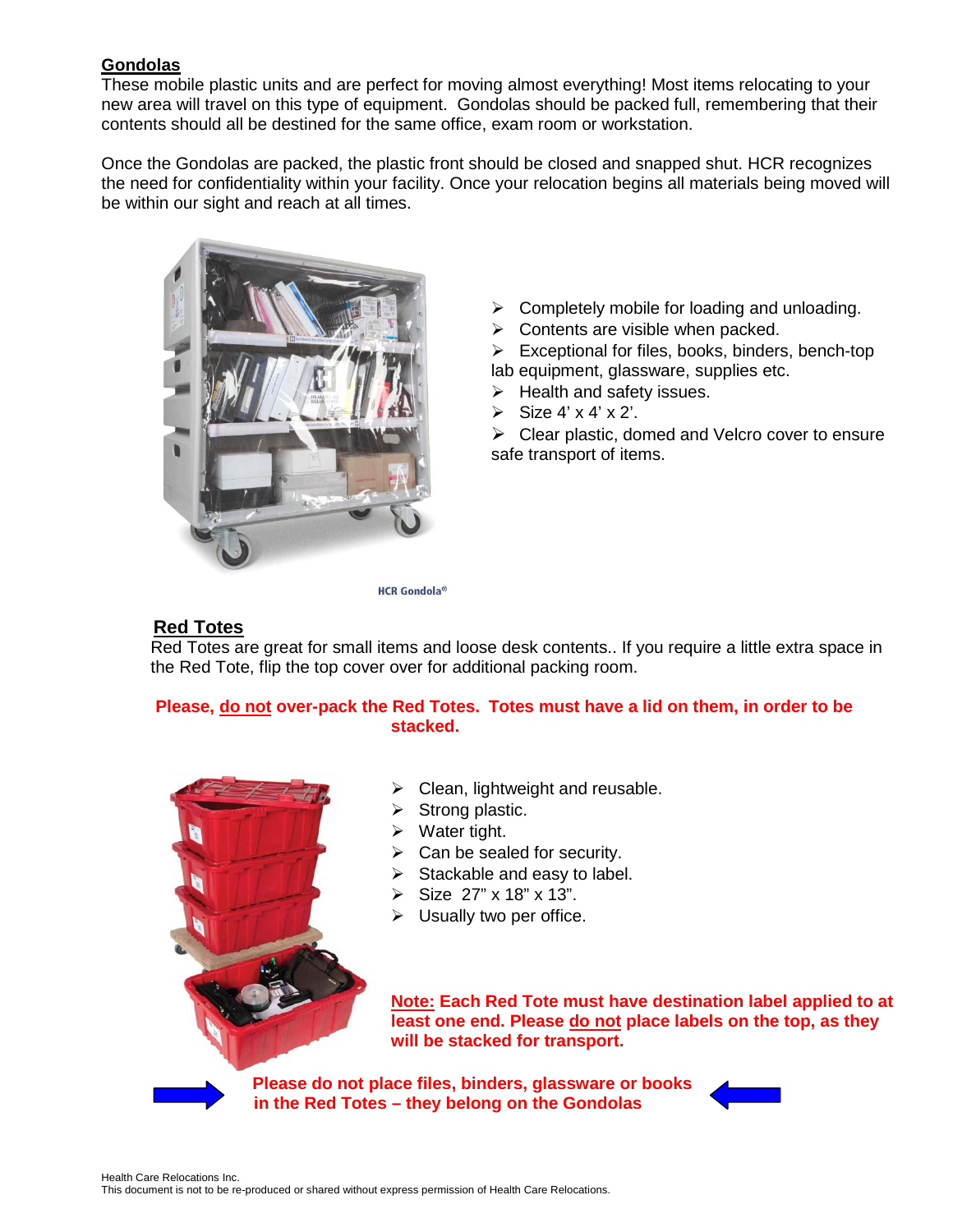## Gondolas

These mobile plastic units and are perfect for moving almost everything! Most items relocating to your new area will travel on this type of equipment. Gondolas should be packed full, remembering that their contents should all be destined for the same office, exam room or workstation.

Once the Gondolas are packed, the plastic front should be closed and snapped shut. HCR recognizes the need for confidentiality within your facility. Once your relocation begins all materials being moved will be within our sight and reach at all times.

HCR Gondola®

- Completely mobile for loading and unloading.
- Contents are visible when packed.
- Exceptional for files, books, binders, bench-top lab equipment, glassware, supplies etc.
- Health and safety issues.
- Size 4' x 4' x 2'.
- Clear plastic, domed and Velcro cover to ensure safe transport of items.

## Red Totes

Red Totes are great for small items and loose desk contents.. If you require a little extra space in the Red Tote, flip the top cover over for additional packing room.

**Please, do not over-pack the Red Totes. Totes must have a lid on them, in order to be stacked.**

- Clean, lightweight and reusable.
- Strong plastic.
- Water tight.
- Can be sealed for security.
- Stackable and easy to label.
- Size 27" x 18" x 13".
- Usually two per office.

**Note: Each Red Tote must have destination label applied to at least one end. Please do not place labels on the top, as they will be stacked for transport.**

**Please do not place files, binders, glassware or books in the Red Totes – they belong on the Gondolas**

Health Care Relocations Inc.
This document is not to be re-produced or shared without express permission of Health Care Relocations.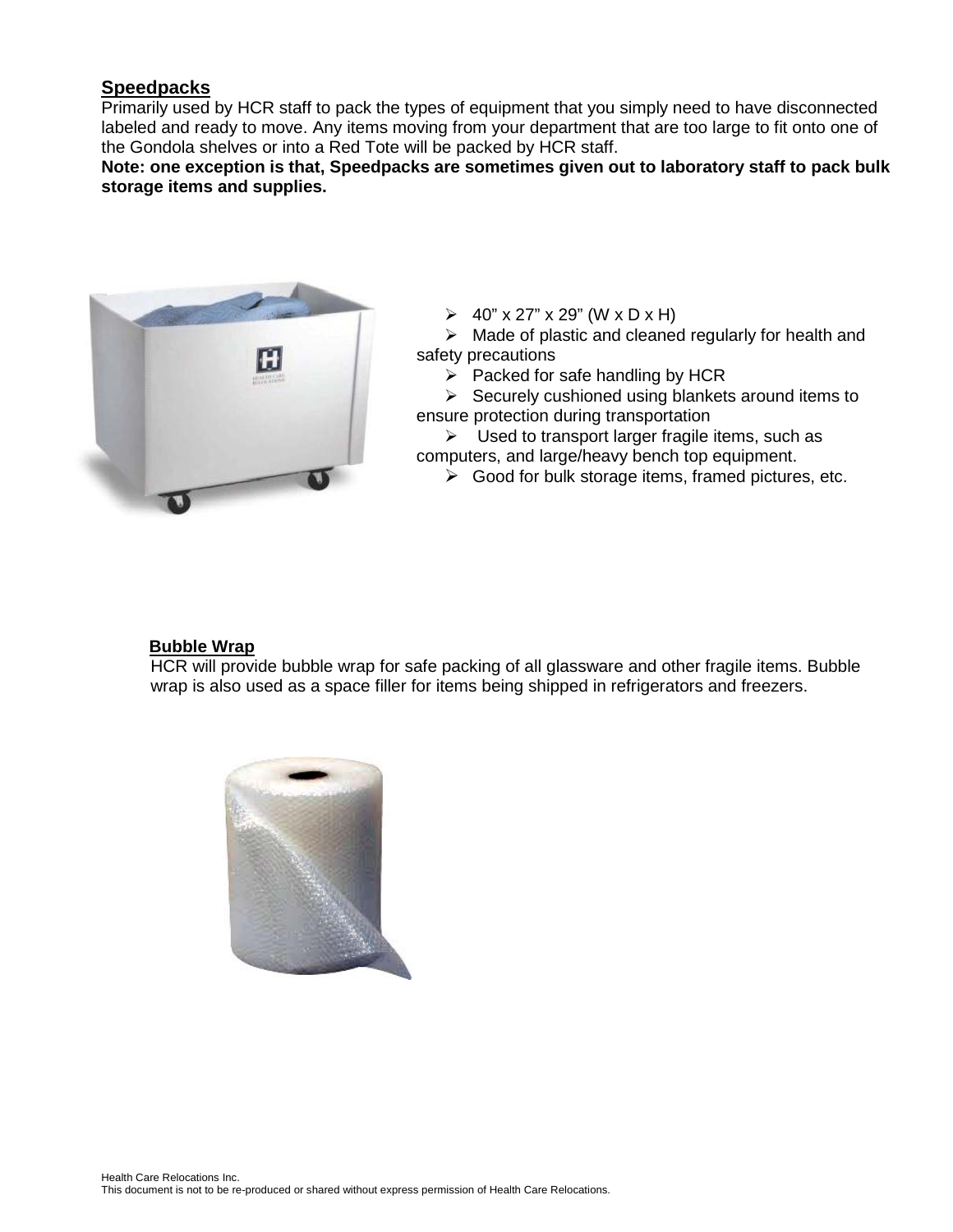**Speedpacks**

Primarily used by HCR staff to pack the types of equipment that you simply need to have disconnected labeled and ready to move. Any items moving from your department that are too large to fit onto one of the Gondola shelves or into a Red Tote will be packed by HCR staff.

**Note: one exception is that, Speedpacks are sometimes given out to laboratory staff to pack bulk storage items and supplies.**

- 40" x 27" x 29" (W x D x H)
- Made of plastic and cleaned regularly for health and safety precautions
- Packed for safe handling by HCR
- Securely cushioned using blankets around items to ensure protection during transportation
- Used to transport larger fragile items, such as computers, and large/heavy bench top equipment.
- Good for bulk storage items, framed pictures, etc.

**Bubble Wrap**

HCR will provide bubble wrap for safe packing of all glassware and other fragile items. Bubble wrap is also used as a space filler for items being shipped in refrigerators and freezers.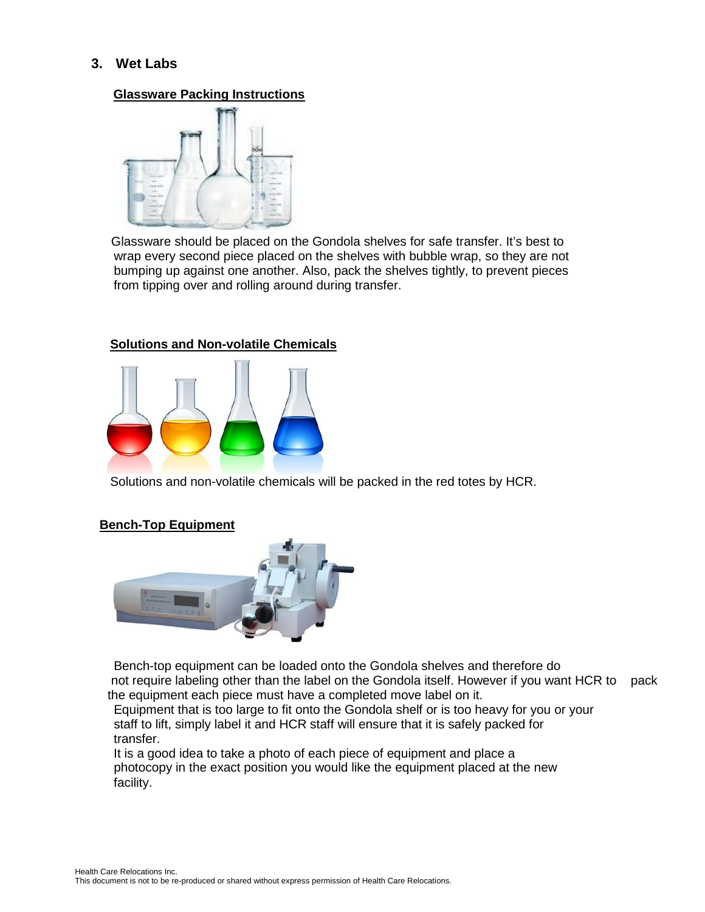## 3. Wet Labs

### Glassware Packing Instructions

Glassware should be placed on the Gondola shelves for safe transfer. It's best to wrap every second piece placed on the shelves with bubble wrap, so they are not bumping up against one another. Also, pack the shelves tightly, to prevent pieces from tipping over and rolling around during transfer.

### Solutions and Non-volatile Chemicals

Solutions and non-volatile chemicals will be packed in the red totes by HCR.

### Bench-Top Equipment

Bench-top equipment can be loaded onto the Gondola shelves and therefore do not require labeling other than the label on the Gondola itself. However if you want HCR to pack the equipment each piece must have a completed move label on it.

Equipment that is too large to fit onto the Gondola shelf or is too heavy for you or your staff to lift, simply label it and HCR staff will ensure that it is safely packed for transfer.

It is a good idea to take a photo of each piece of equipment and place a photocopy in the exact position you would like the equipment placed at the new facility.

Health Care Relocations Inc.
This document is not to be re-produced or shared without express permission of Health Care Relocations.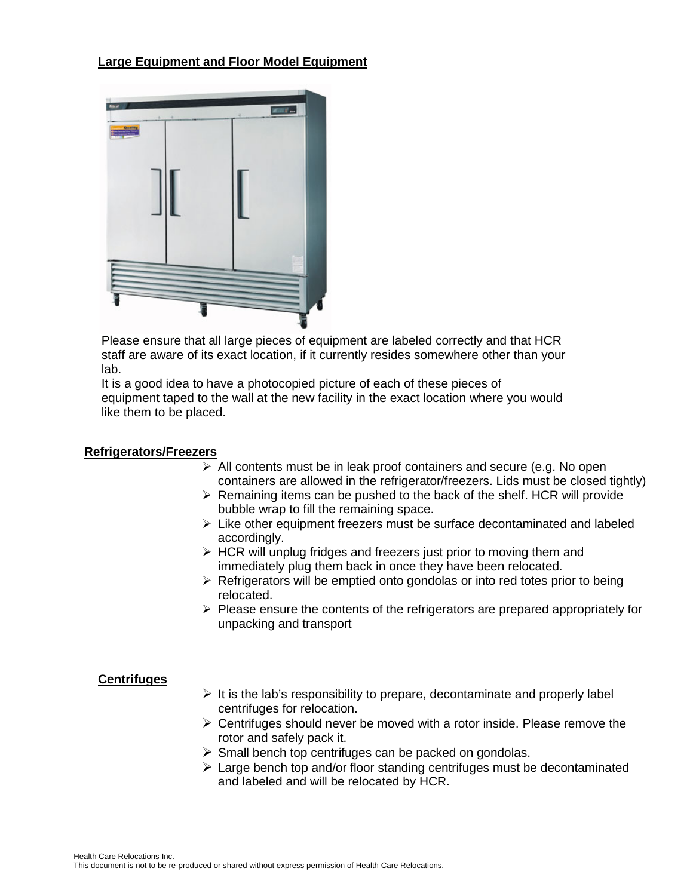## Large Equipment and Floor Model Equipment

Please ensure that all large pieces of equipment are labeled correctly and that HCR staff are aware of its exact location, if it currently resides somewhere other than your lab.

It is a good idea to have a photocopied picture of each of these pieces of equipment taped to the wall at the new facility in the exact location where you would like them to be placed.

## Refrigerators/Freezers

- All contents must be in leak proof containers and secure (e.g. No open containers are allowed in the refrigerator/freezers. Lids must be closed tightly)
- Remaining items can be pushed to the back of the shelf. HCR will provide bubble wrap to fill the remaining space.
- Like other equipment freezers must be surface decontaminated and labeled accordingly.
- HCR will unplug fridges and freezers just prior to moving them and immediately plug them back in once they have been relocated.
- Refrigerators will be emptied onto gondolas or into red totes prior to being relocated.
- Please ensure the contents of the refrigerators are prepared appropriately for unpacking and transport

## Centrifuges

- It is the lab's responsibility to prepare, decontaminate and properly label centrifuges for relocation.
- Centrifuges should never be moved with a rotor inside. Please remove the rotor and safely pack it.
- Small bench top centrifuges can be packed on gondolas.
- Large bench top and/or floor standing centrifuges must be decontaminated and labeled and will be relocated by HCR.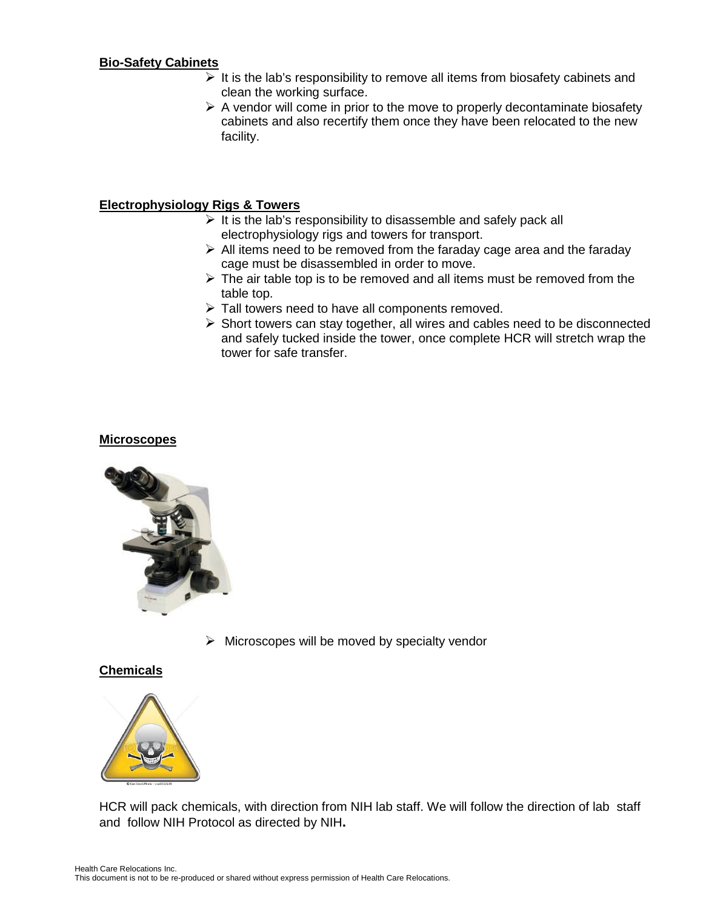**Bio-Safety Cabinets**

- It is the lab's responsibility to remove all items from biosafety cabinets and clean the working surface.
- A vendor will come in prior to the move to properly decontaminate biosafety cabinets and also recertify them once they have been relocated to the new facility.

**Electrophysiology Rigs & Towers**

- It is the lab's responsibility to disassemble and safely pack all electrophysiology rigs and towers for transport.
- All items need to be removed from the faraday cage area and the faraday cage must be disassembled in order to move.
- The air table top is to be removed and all items must be removed from the table top.
- Tall towers need to have all components removed.
- Short towers can stay together, all wires and cables need to be disconnected and safely tucked inside the tower, once complete HCR will stretch wrap the tower for safe transfer.

**Microscopes**

- Microscopes will be moved by specialty vendor

**Chemicals**

HCR will pack chemicals, with direction from NIH lab staff. We will follow the direction of lab staff and follow NIH Protocol as directed by NIH**.**

Health Care Relocations Inc.
This document is not to be re-produced or shared without express permission of Health Care Relocations.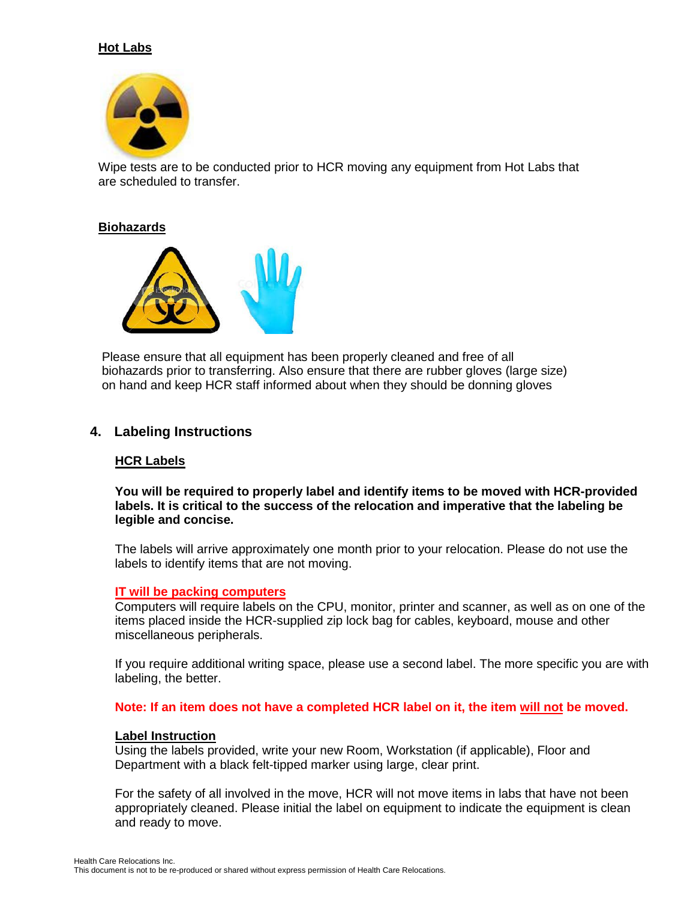**Hot Labs**

Wipe tests are to be conducted prior to HCR moving any equipment from Hot Labs that are scheduled to transfer.

**Biohazards**

Please ensure that all equipment has been properly cleaned and free of all biohazards prior to transferring. Also ensure that there are rubber gloves (large size) on hand and keep HCR staff informed about when they should be donning gloves

## 4. Labeling Instructions

**HCR Labels**

**You will be required to properly label and identify items to be moved with HCR-provided labels. It is critical to the success of the relocation and imperative that the labeling be legible and concise.**

The labels will arrive approximately one month prior to your relocation. Please do not use the labels to identify items that are not moving.

**IT will be packing computers**

Computers will require labels on the CPU, monitor, printer and scanner, as well as on one of the items placed inside the HCR-supplied zip lock bag for cables, keyboard, mouse and other miscellaneous peripherals.

If you require additional writing space, please use a second label. The more specific you are with labeling, the better.

**Note: If an item does not have a completed HCR label on it, the item will not be moved.**

**Label Instruction**

Using the labels provided, write your new Room, Workstation (if applicable), Floor and Department with a black felt-tipped marker using large, clear print.

For the safety of all involved in the move, HCR will not move items in labs that have not been appropriately cleaned. Please initial the label on equipment to indicate the equipment is clean and ready to move.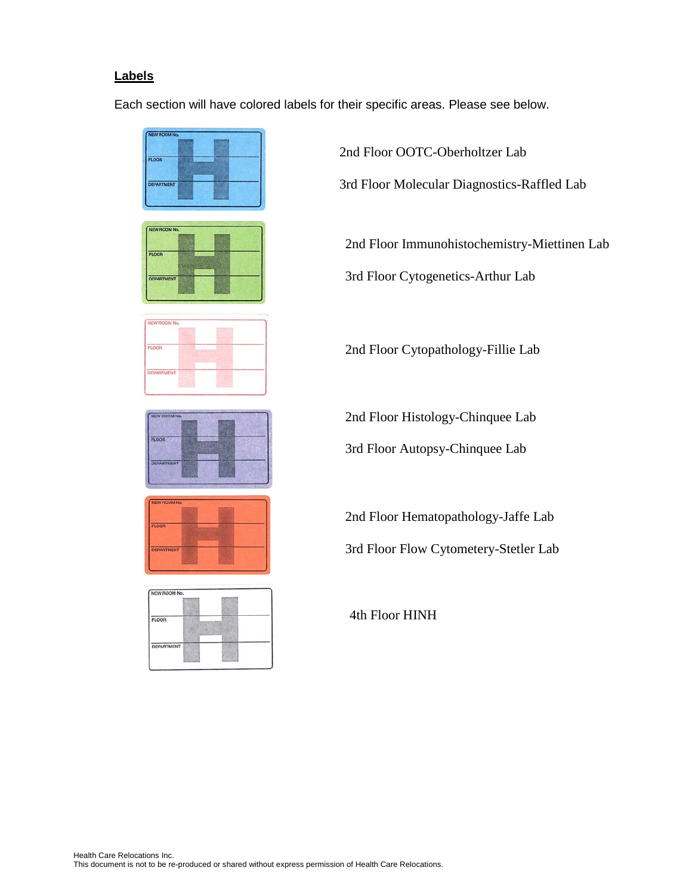## Labels

Each section will have colored labels for their specific areas. Please see below.

NEW ROOM No.
FLOOR
DEPARTMENT

2nd Floor OOTC-Oberholtzer Lab

3rd Floor Molecular Diagnostics-Raffled Lab

NEW ROOM No.
FLOOR
DEPARTMENT

2nd Floor Immunohistochemistry-Miettinen Lab

3rd Floor Cytogenetics-Arthur Lab

NEW ROOM No.
FLOOR
DEPARTMENT

2nd Floor Cytopathology-Fillie Lab

NEW ROOM No.
FLOOR
DEPARTMENT

2nd Floor Histology-Chinquee Lab

3rd Floor Autopsy-Chinquee Lab

NEW ROOM No.
FLOOR
DEPARTMENT

2nd Floor Hematopathology-Jaffe Lab

3rd Floor Flow Cytometery-Stetler Lab

NEW ROOM No.
FLOOR
DEPARTMENT

4th Floor HINH

Health Care Relocations Inc.
This document is not to be re-produced or shared without express permission of Health Care Relocations.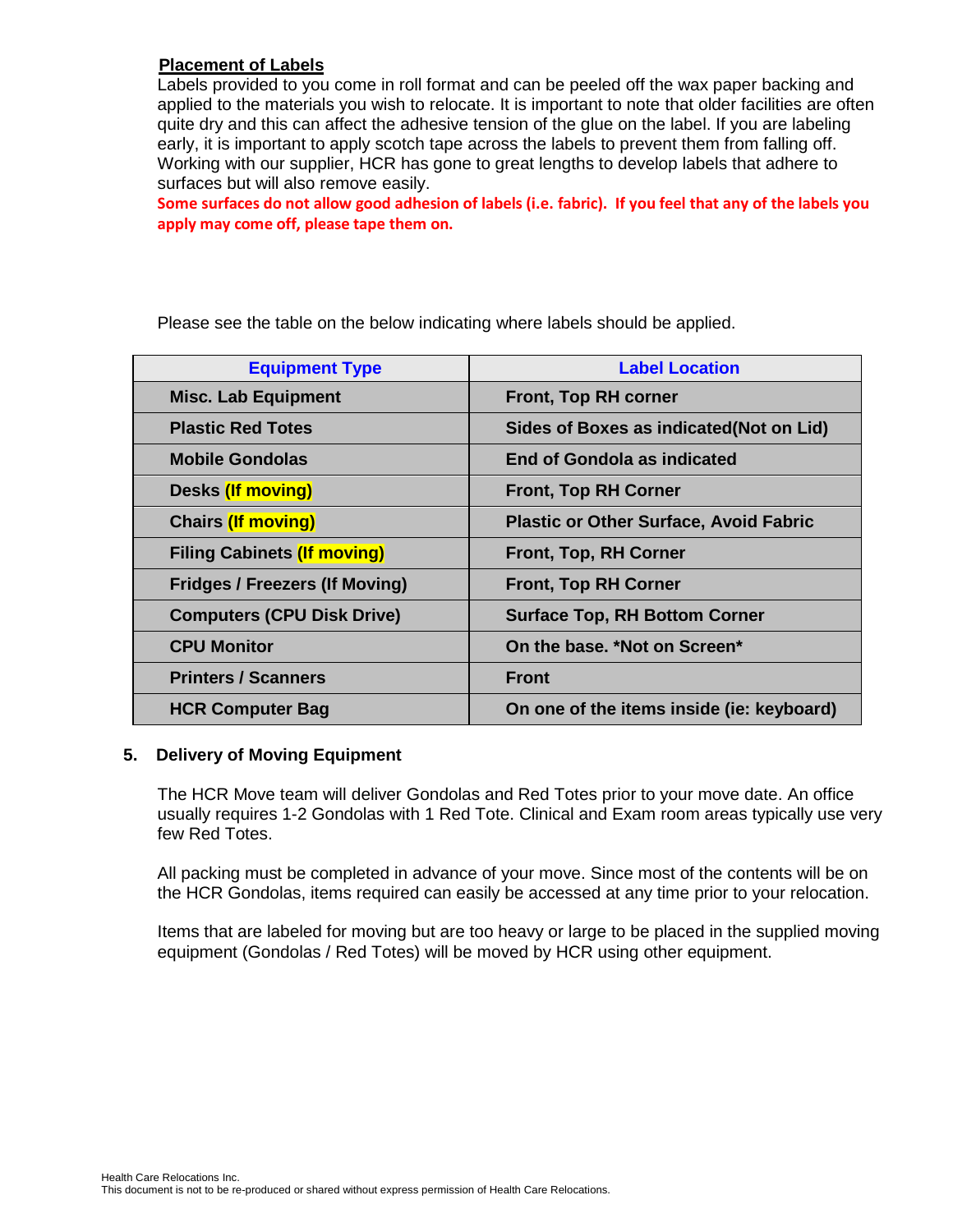## Placement of Labels

Labels provided to you come in roll format and can be peeled off the wax paper backing and applied to the materials you wish to relocate. It is important to note that older facilities are often quite dry and this can affect the adhesive tension of the glue on the label. If you are labeling early, it is important to apply scotch tape across the labels to prevent them from falling off. Working with our supplier, HCR has gone to great lengths to develop labels that adhere to surfaces but will also remove easily.

**Some surfaces do not allow good adhesion of labels (i.e. fabric). If you feel that any of the labels you apply may come off, please tape them on.**

Please see the table on the below indicating where labels should be applied.

| Equipment Type | Label Location |
|---|---|
| **Misc. Lab Equipment** | **Front, Top RH corner** |
| **Plastic Red Totes** | **Sides of Boxes as indicated(Not on Lid)** |
| **Mobile Gondolas** | **End of Gondola as indicated** |
| **Desks (If moving)** | **Front, Top RH Corner** |
| **Chairs (If moving)** | **Plastic or Other Surface, Avoid Fabric** |
| **Filing Cabinets (If moving)** | **Front, Top, RH Corner** |
| **Fridges / Freezers (If Moving)** | **Front, Top RH Corner** |
| **Computers (CPU Disk Drive)** | **Surface Top, RH Bottom Corner** |
| **CPU Monitor** | **On the base. *Not on Screen*** |
| **Printers / Scanners** | **Front** |
| **HCR Computer Bag** | **On one of the items inside (ie: keyboard)** |

## 5. Delivery of Moving Equipment

The HCR Move team will deliver Gondolas and Red Totes prior to your move date. An office usually requires 1-2 Gondolas with 1 Red Tote. Clinical and Exam room areas typically use very few Red Totes.

All packing must be completed in advance of your move. Since most of the contents will be on the HCR Gondolas, items required can easily be accessed at any time prior to your relocation.

Items that are labeled for moving but are too heavy or large to be placed in the supplied moving equipment (Gondolas / Red Totes) will be moved by HCR using other equipment.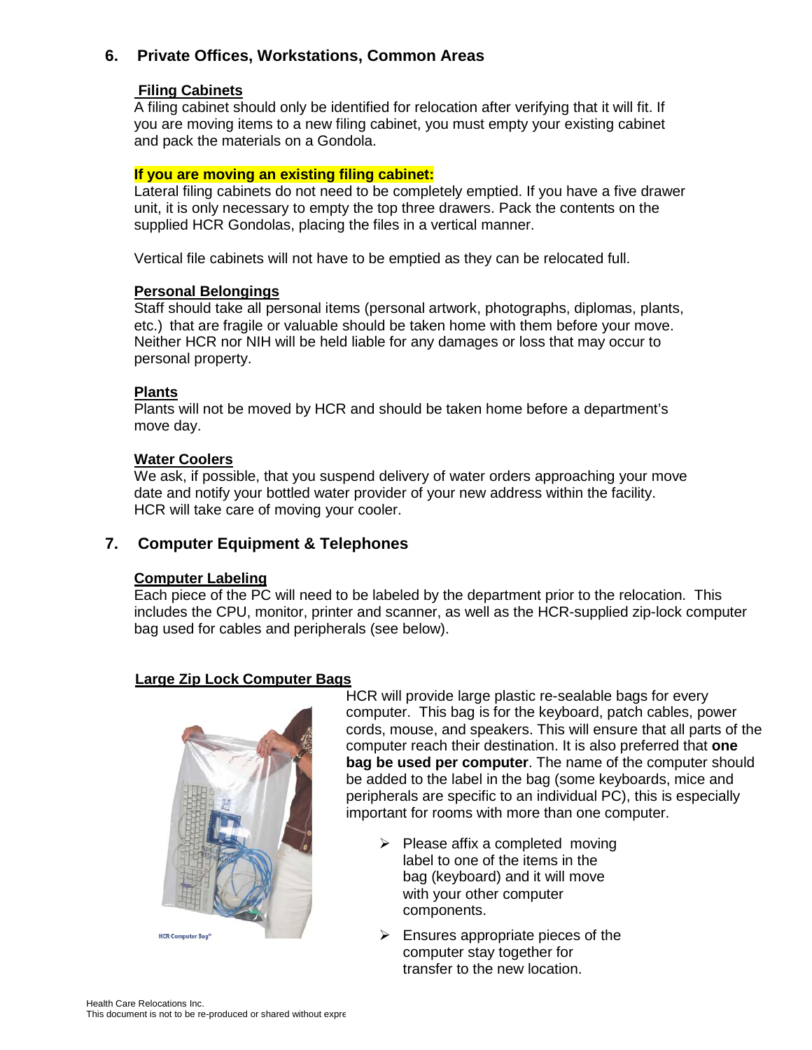## 6. Private Offices, Workstations, Common Areas

### Filing Cabinets

A filing cabinet should only be identified for relocation after verifying that it will fit. If you are moving items to a new filing cabinet, you must empty your existing cabinet and pack the materials on a Gondola.

**If you are moving an existing filing cabinet:**

Lateral filing cabinets do not need to be completely emptied. If you have a five drawer unit, it is only necessary to empty the top three drawers. Pack the contents on the supplied HCR Gondolas, placing the files in a vertical manner.

Vertical file cabinets will not have to be emptied as they can be relocated full.

### Personal Belongings

Staff should take all personal items (personal artwork, photographs, diplomas, plants, etc.) that are fragile or valuable should be taken home with them before your move. Neither HCR nor NIH will be held liable for any damages or loss that may occur to personal property.

### Plants

Plants will not be moved by HCR and should be taken home before a department's move day.

### Water Coolers

We ask, if possible, that you suspend delivery of water orders approaching your move date and notify your bottled water provider of your new address within the facility. HCR will take care of moving your cooler.

## 7. Computer Equipment & Telephones

### Computer Labeling

Each piece of the PC will need to be labeled by the department prior to the relocation. This includes the CPU, monitor, printer and scanner, as well as the HCR-supplied zip-lock computer bag used for cables and peripherals (see below).

### Large Zip Lock Computer Bags

HCR will provide large plastic re-sealable bags for every computer. This bag is for the keyboard, patch cables, power cords, mouse, and speakers. This will ensure that all parts of the computer reach their destination. It is also preferred that **one bag be used per computer**. The name of the computer should be added to the label in the bag (some keyboards, mice and peripherals are specific to an individual PC), this is especially important for rooms with more than one computer.

HCR Computer Bag™

- Please affix a completed moving label to one of the items in the bag (keyboard) and it will move with your other computer components.
- Ensures appropriate pieces of the computer stay together for transfer to the new location.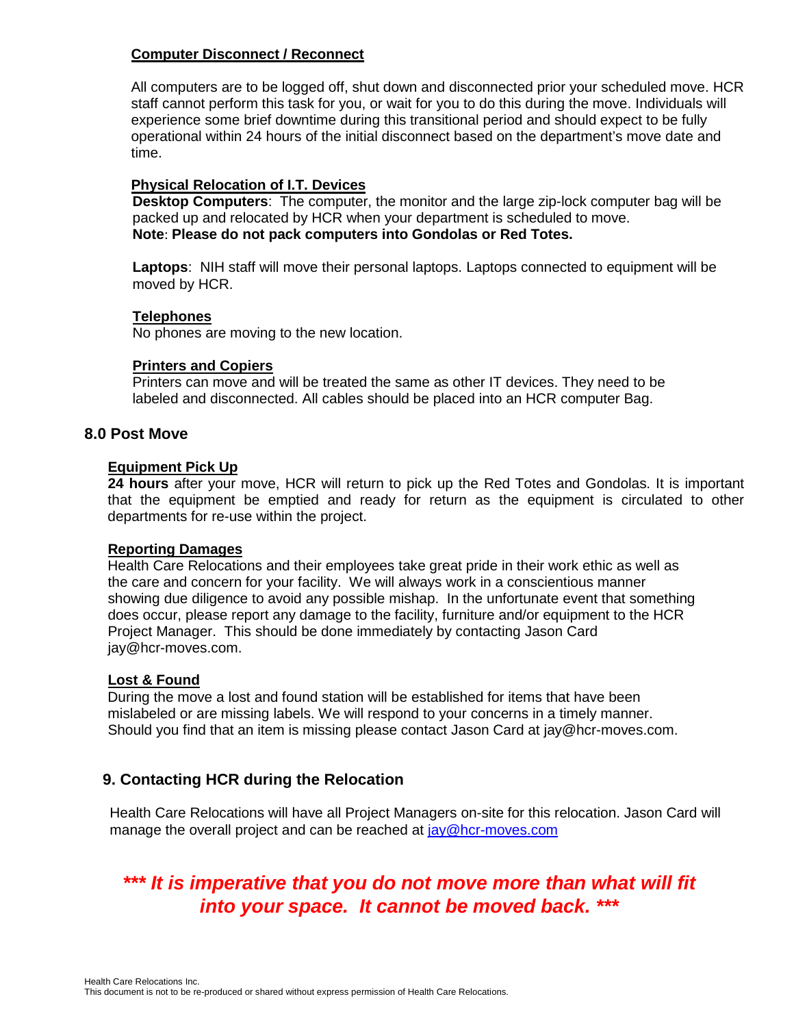**Computer Disconnect / Reconnect**

All computers are to be logged off, shut down and disconnected prior your scheduled move. HCR staff cannot perform this task for you, or wait for you to do this during the move. Individuals will experience some brief downtime during this transitional period and should expect to be fully operational within 24 hours of the initial disconnect based on the department's move date and time.

**Physical Relocation of I.T. Devices**

**Desktop Computers**: The computer, the monitor and the large zip-lock computer bag will be packed up and relocated by HCR when your department is scheduled to move.
**Note**: **Please do not pack computers into Gondolas or Red Totes.**

**Laptops**: NIH staff will move their personal laptops. Laptops connected to equipment will be moved by HCR.

**Telephones**

No phones are moving to the new location.

**Printers and Copiers**

Printers can move and will be treated the same as other IT devices. They need to be labeled and disconnected. All cables should be placed into an HCR computer Bag.

## 8.0 Post Move

**Equipment Pick Up**

**24 hours** after your move, HCR will return to pick up the Red Totes and Gondolas. It is important that the equipment be emptied and ready for return as the equipment is circulated to other departments for re-use within the project.

**Reporting Damages**

Health Care Relocations and their employees take great pride in their work ethic as well as the care and concern for your facility. We will always work in a conscientious manner showing due diligence to avoid any possible mishap. In the unfortunate event that something does occur, please report any damage to the facility, furniture and/or equipment to the HCR Project Manager. This should be done immediately by contacting Jason Card jay@hcr-moves.com.

**Lost & Found**

During the move a lost and found station will be established for items that have been mislabeled or are missing labels. We will respond to your concerns in a timely manner. Should you find that an item is missing please contact Jason Card at jay@hcr-moves.com.

## 9. Contacting HCR during the Relocation

Health Care Relocations will have all Project Managers on-site for this relocation. Jason Card will manage the overall project and can be reached at jay@hcr-moves.com

***\*\*\* It is imperative that you do not move more than what will fit into your space. It cannot be moved back. \*\*\****

Health Care Relocations Inc.
This document is not to be re-produced or shared without express permission of Health Care Relocations.